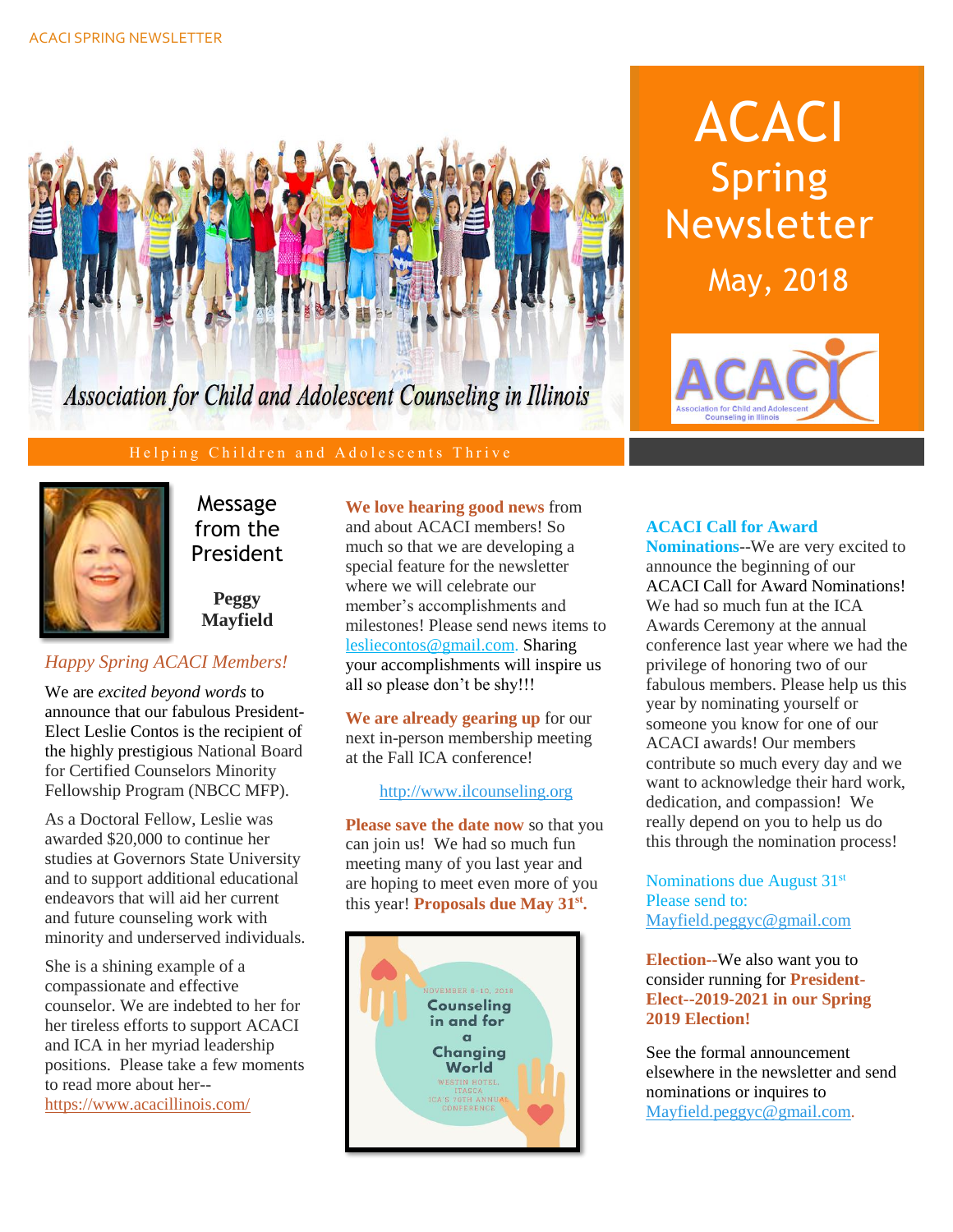# ACACI Spring Newsletter

May, 2018

Association for Child and Adolescent Counseling in Illinois

Helping Children and Adolescents Thrive

## Message from the President

**Peggy Mayfield**

*Happy Spring ACACI Members!*

We are *excited beyond words* to announce that our fabulous President-Elect Leslie Contos is the recipient of the highly prestigious National Board for Certified Counselors Minority Fellowship Program (NBCC MFP).

As a Doctoral Fellow, Leslie was awarded $20,000 to continue her studies at Governors State University and to support additional educational endeavors that will aid her current and future counseling work with minority and underserved individuals.

She is a shining example of a compassionate and effective counselor. We are indebted to her for her tireless efforts to support ACACI and ICA in her myriad leadership positions. Please take a few moments to read more about her--https://www.acacillinois.com/

**We love hearing good news** from and about ACACI members! So much so that we are developing a special feature for the newsletter where we will celebrate our member's accomplishments and milestones! Please send news items to lesliecontos@gmail.com. Sharing your accomplishments will inspire us all so please don't be shy!!!

**We are already gearing up** for our next in-person membership meeting at the Fall ICA conference!

http://www.ilcounseling.org

**Please save the date now** so that you can join us! We had so much fun meeting many of you last year and are hoping to meet even more of you this year! **Proposals due May 31st.**

November 8-10, 2018
Counseling in and for a Changing World
Westin Hotel Itasca
ICA's 70th Annual Conference

**ACACI Call for Award Nominations**--We are very excited to announce the beginning of our ACACI Call for Award Nominations! We had so much fun at the ICA Awards Ceremony at the annual conference last year where we had the privilege of honoring two of our fabulous members. Please help us this year by nominating yourself or someone you know for one of our ACACI awards! Our members contribute so much every day and we want to acknowledge their hard work, dedication, and compassion! We really depend on you to help us do this through the nomination process!

Nominations due August 31st
Please send to:
Mayfield.peggyc@gmail.com

**Election**--We also want you to consider running for **President-Elect--2019-2021 in our Spring 2019 Election!**

See the formal announcement elsewhere in the newsletter and send nominations or inquires to Mayfield.peggyc@gmail.com.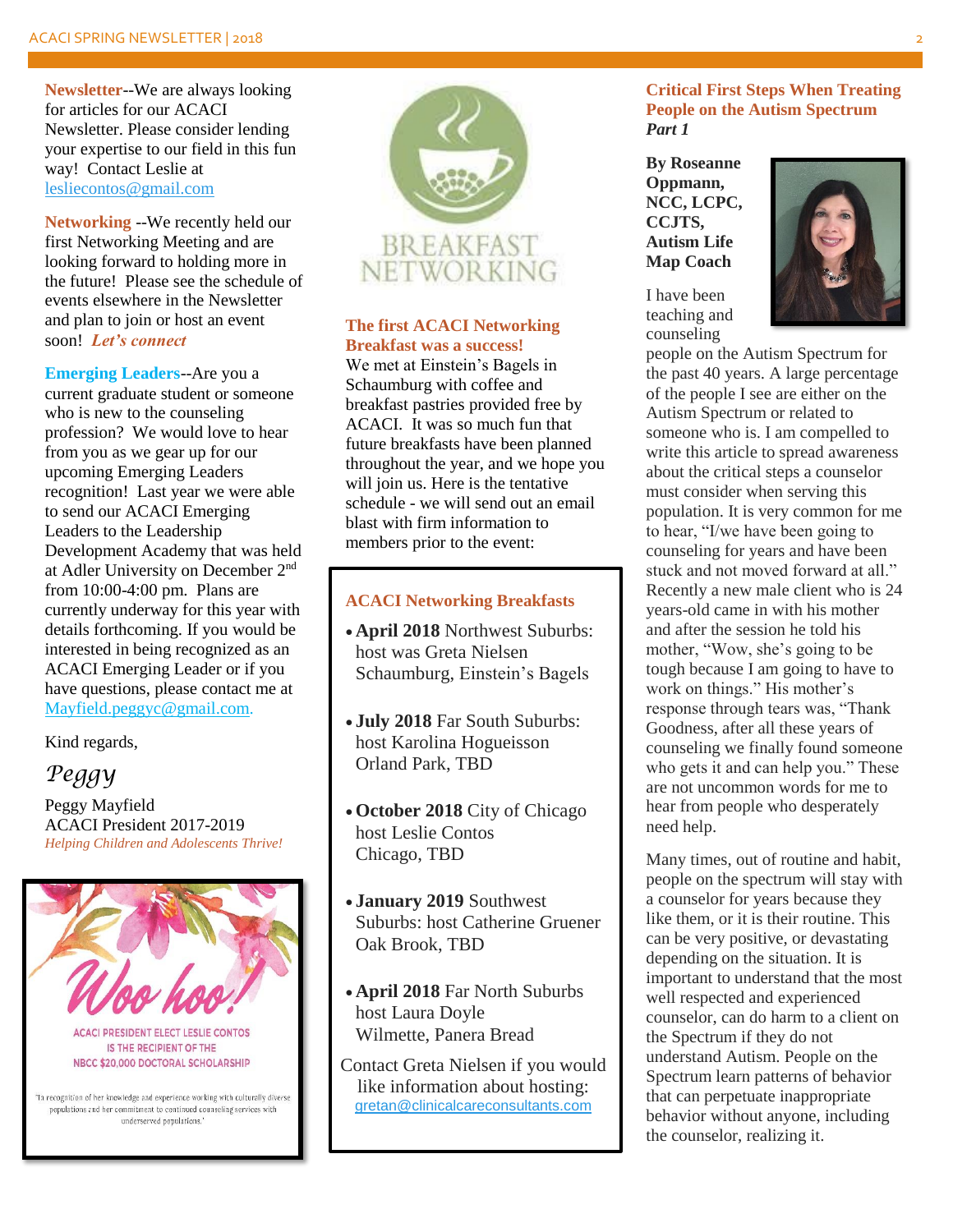**Newsletter**--We are always looking for articles for our ACACI Newsletter. Please consider lending your expertise to our field in this fun way! Contact Leslie at lesliecontos@gmail.com

**Networking** --We recently held our first Networking Meeting and are looking forward to holding more in the future! Please see the schedule of events elsewhere in the Newsletter and plan to join or host an event soon! ***Let's connect***

**Emerging Leaders**--Are you a current graduate student or someone who is new to the counseling profession? We would love to hear from you as we gear up for our upcoming Emerging Leaders recognition! Last year we were able to send our ACACI Emerging Leaders to the Leadership Development Academy that was held at Adler University on December 2nd from 10:00-4:00 pm. Plans are currently underway for this year with details forthcoming. If you would be interested in being recognized as an ACACI Emerging Leader or if you have questions, please contact me at Mayfield.peggyc@gmail.com.

Kind regards,

*Peggy*

Peggy Mayfield
ACACI President 2017-2019
*Helping Children and Adolescents Thrive!*

Woo hoo!

ACACI PRESIDENT ELECT LESLIE CONTOS IS THE RECIPIENT OF THE NBCC $20,000 DOCTORAL SCHOLARSHIP

"In recognition of her knowledge and experience working with culturally diverse populations and her commitment to continued counseling services with underserved populations."

BREAKFAST NETWORKING

**The first ACACI Networking Breakfast was a success!**

We met at Einstein's Bagels in Schaumburg with coffee and breakfast pastries provided free by ACACI. It was so much fun that future breakfasts have been planned throughout the year, and we hope you will join us. Here is the tentative schedule - we will send out an email blast with firm information to members prior to the event:

## ACACI Networking Breakfasts

- **April 2018** Northwest Suburbs: host was Greta Nielsen Schaumburg, Einstein's Bagels
- **July 2018** Far South Suburbs: host Karolina Hogueisson Orland Park, TBD
- **October 2018** City of Chicago host Leslie Contos Chicago, TBD
- **January 2019** Southwest Suburbs: host Catherine Gruener Oak Brook, TBD
- **April 2018** Far North Suburbs host Laura Doyle Wilmette, Panera Bread

Contact Greta Nielsen if you would like information about hosting: gretan@clinicalcareconsultants.com

## Critical First Steps When Treating People on the Autism Spectrum

***Part 1***

**By Roseanne Oppmann, NCC, LCPC, CCJTS, Autism Life Map Coach**

I have been teaching and counseling people on the Autism Spectrum for the past 40 years. A large percentage of the people I see are either on the Autism Spectrum or related to someone who is. I am compelled to write this article to spread awareness about the critical steps a counselor must consider when serving this population. It is very common for me to hear, "I/we have been going to counseling for years and have been stuck and not moved forward at all." Recently a new male client who is 24 years-old came in with his mother and after the session he told his mother, "Wow, she's going to be tough because I am going to have to work on things." His mother's response through tears was, "Thank Goodness, after all these years of counseling we finally found someone who gets it and can help you." These are not uncommon words for me to hear from people who desperately need help.

Many times, out of routine and habit, people on the spectrum will stay with a counselor for years because they like them, or it is their routine. This can be very positive, or devastating depending on the situation. It is important to understand that the most well respected and experienced counselor, can do harm to a client on the Spectrum if they do not understand Autism. People on the Spectrum learn patterns of behavior that can perpetuate inappropriate behavior without anyone, including the counselor, realizing it.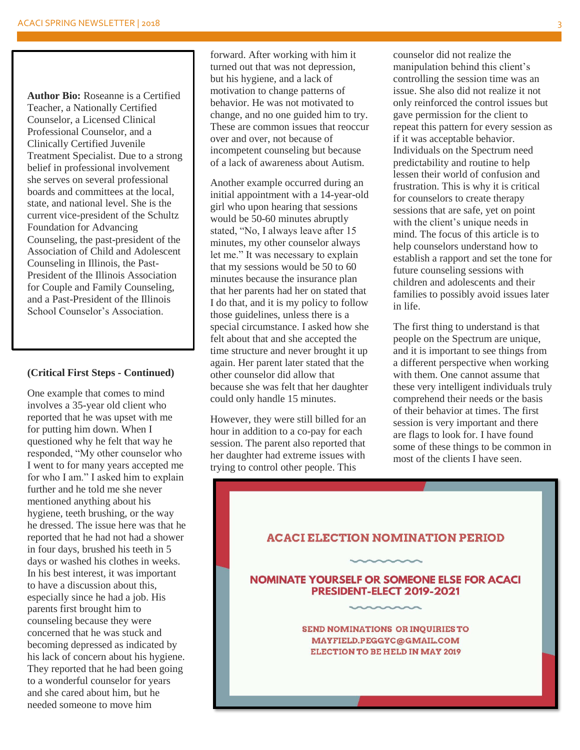**Author Bio:** Roseanne is a Certified Teacher, a Nationally Certified Counselor, a Licensed Clinical Professional Counselor, and a Clinically Certified Juvenile Treatment Specialist. Due to a strong belief in professional involvement she serves on several professional boards and committees at the local, state, and national level. She is the current vice-president of the Schultz Foundation for Advancing Counseling, the past-president of the Association of Child and Adolescent Counseling in Illinois, the Past-President of the Illinois Association for Couple and Family Counseling, and a Past-President of the Illinois School Counselor's Association.

**(Critical First Steps - Continued)**

One example that comes to mind involves a 35-year old client who reported that he was upset with me for putting him down. When I questioned why he felt that way he responded, "My other counselor who I went to for many years accepted me for who I am." I asked him to explain further and he told me she never mentioned anything about his hygiene, teeth brushing, or the way he dressed. The issue here was that he reported that he had not had a shower in four days, brushed his teeth in 5 days or washed his clothes in weeks. In his best interest, it was important to have a discussion about this, especially since he had a job. His parents first brought him to counseling because they were concerned that he was stuck and becoming depressed as indicated by his lack of concern about his hygiene. They reported that he had been going to a wonderful counselor for years and she cared about him, but he needed someone to move him forward. After working with him it turned out that was not depression, but his hygiene, and a lack of motivation to change patterns of behavior. He was not motivated to change, and no one guided him to try. These are common issues that reoccur over and over, not because of incompetent counseling but because of a lack of awareness about Autism.

Another example occurred during an initial appointment with a 14-year-old girl who upon hearing that sessions would be 50-60 minutes abruptly stated, "No, I always leave after 15 minutes, my other counselor always let me." It was necessary to explain that my sessions would be 50 to 60 minutes because the insurance plan that her parents had her on stated that I do that, and it is my policy to follow those guidelines, unless there is a special circumstance. I asked how she felt about that and she accepted the time structure and never brought it up again. Her parent later stated that the other counselor did allow that because she was felt that her daughter could only handle 15 minutes.

However, they were still billed for an hour in addition to a co-pay for each session. The parent also reported that her daughter had extreme issues with trying to control other people. This counselor did not realize the manipulation behind this client's controlling the session time was an issue. She also did not realize it not only reinforced the control issues but gave permission for the client to repeat this pattern for every session as if it was acceptable behavior. Individuals on the Spectrum need predictability and routine to help lessen their world of confusion and frustration. This is why it is critical for counselors to create therapy sessions that are safe, yet on point with the client's unique needs in mind. The focus of this article is to help counselors understand how to establish a rapport and set the tone for future counseling sessions with children and adolescents and their families to possibly avoid issues later in life.

The first thing to understand is that people on the Spectrum are unique, and it is important to see things from a different perspective when working with them. One cannot assume that these very intelligent individuals truly comprehend their needs or the basis of their behavior at times. The first session is very important and there are flags to look for. I have found some of these things to be common in most of the clients I have seen.

**ACACI ELECTION NOMINATION PERIOD**

**NOMINATE YOURSELF OR SOMEONE ELSE FOR ACACI PRESIDENT-ELECT 2019-2021**

SEND NOMINATIONS OR INQUIRIES TO MAYFIELD.PEGGYC@GMAIL.COM

ELECTION TO BE HELD IN MAY 2019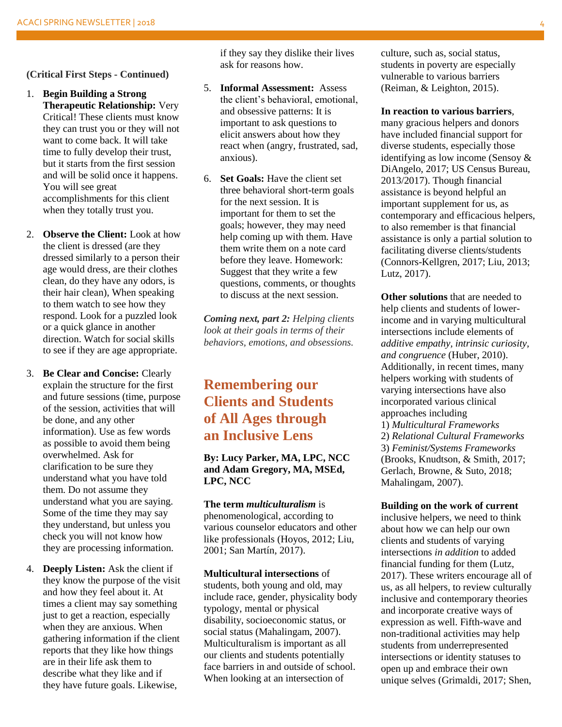**(Critical First Steps - Continued)**

1. **Begin Building a Strong Therapeutic Relationship:** Very Critical! These clients must know they can trust you or they will not want to come back. It will take time to fully develop their trust, but it starts from the first session and will be solid once it happens. You will see great accomplishments for this client when they totally trust you.

2. **Observe the Client:** Look at how the client is dressed (are they dressed similarly to a person their age would dress, are their clothes clean, do they have any odors, is their hair clean), When speaking to them watch to see how they respond. Look for a puzzled look or a quick glance in another direction. Watch for social skills to see if they are age appropriate.

3. **Be Clear and Concise:** Clearly explain the structure for the first and future sessions (time, purpose of the session, activities that will be done, and any other information). Use as few words as possible to avoid them being overwhelmed. Ask for clarification to be sure they understand what you have told them. Do not assume they understand what you are saying. Some of the time they may say they understand, but unless you check you will not know how they are processing information.

4. **Deeply Listen:** Ask the client if they know the purpose of the visit and how they feel about it. At times a client may say something just to get a reaction, especially when they are anxious. When gathering information if the client reports that they like how things are in their life ask them to describe what they like and if they have future goals. Likewise, if they say they dislike their lives ask for reasons how.

5. **Informal Assessment:** Assess the client's behavioral, emotional, and obsessive patterns: It is important to ask questions to elicit answers about how they react when (angry, frustrated, sad, anxious).

6. **Set Goals:** Have the client set three behavioral short-term goals for the next session. It is important for them to set the goals; however, they may need help coming up with them. Have them write them on a note card before they leave. Homework: Suggest that they write a few questions, comments, or thoughts to discuss at the next session.

***Coming next, part 2:*** *Helping clients look at their goals in terms of their behaviors, emotions, and obsessions.*

## Remembering our Clients and Students of All Ages through an Inclusive Lens

**By: Lucy Parker, MA, LPC, NCC and Adam Gregory, MA, MSEd, LPC, NCC**

**The term *multiculturalism*** is phenomenological, according to various counselor educators and other like professionals (Hoyos, 2012; Liu, 2001; San Martín, 2017).

**Multicultural intersections** of students, both young and old, may include race, gender, physicality body typology, mental or physical disability, socioeconomic status, or social status (Mahalingam, 2007). Multiculturalism is important as all our clients and students potentially face barriers in and outside of school. When looking at an intersection of culture, such as, social status, students in poverty are especially vulnerable to various barriers (Reiman, & Leighton, 2015).

**In reaction to various barriers**, many gracious helpers and donors have included financial support for diverse students, especially those identifying as low income (Sensoy & DiAngelo, 2017; US Census Bureau, 2013/2017). Though financial assistance is beyond helpful an important supplement for us, as contemporary and efficacious helpers, to also remember is that financial assistance is only a partial solution to facilitating diverse clients/students (Connors-Kellgren, 2017; Liu, 2013; Lutz, 2017).

**Other solutions** that are needed to help clients and students of lower-income and in varying multicultural intersections include elements of *additive empathy, intrinsic curiosity, and congruence* (Huber, 2010). Additionally, in recent times, many helpers working with students of varying intersections have also incorporated various clinical approaches including
1) *Multicultural Frameworks*
2) *Relational Cultural Frameworks*
3) *Feminist/Systems Frameworks*
(Brooks, Knudtson, & Smith, 2017; Gerlach, Browne, & Suto, 2018; Mahalingam, 2007).

**Building on the work of current** inclusive helpers, we need to think about how we can help our own clients and students of varying intersections *in addition* to added financial funding for them (Lutz, 2017). These writers encourage all of us, as all helpers, to review culturally inclusive and contemporary theories and incorporate creative ways of expression as well. Fifth-wave and non-traditional activities may help students from underrepresented intersections or identity statuses to open up and embrace their own unique selves (Grimaldi, 2017; Shen,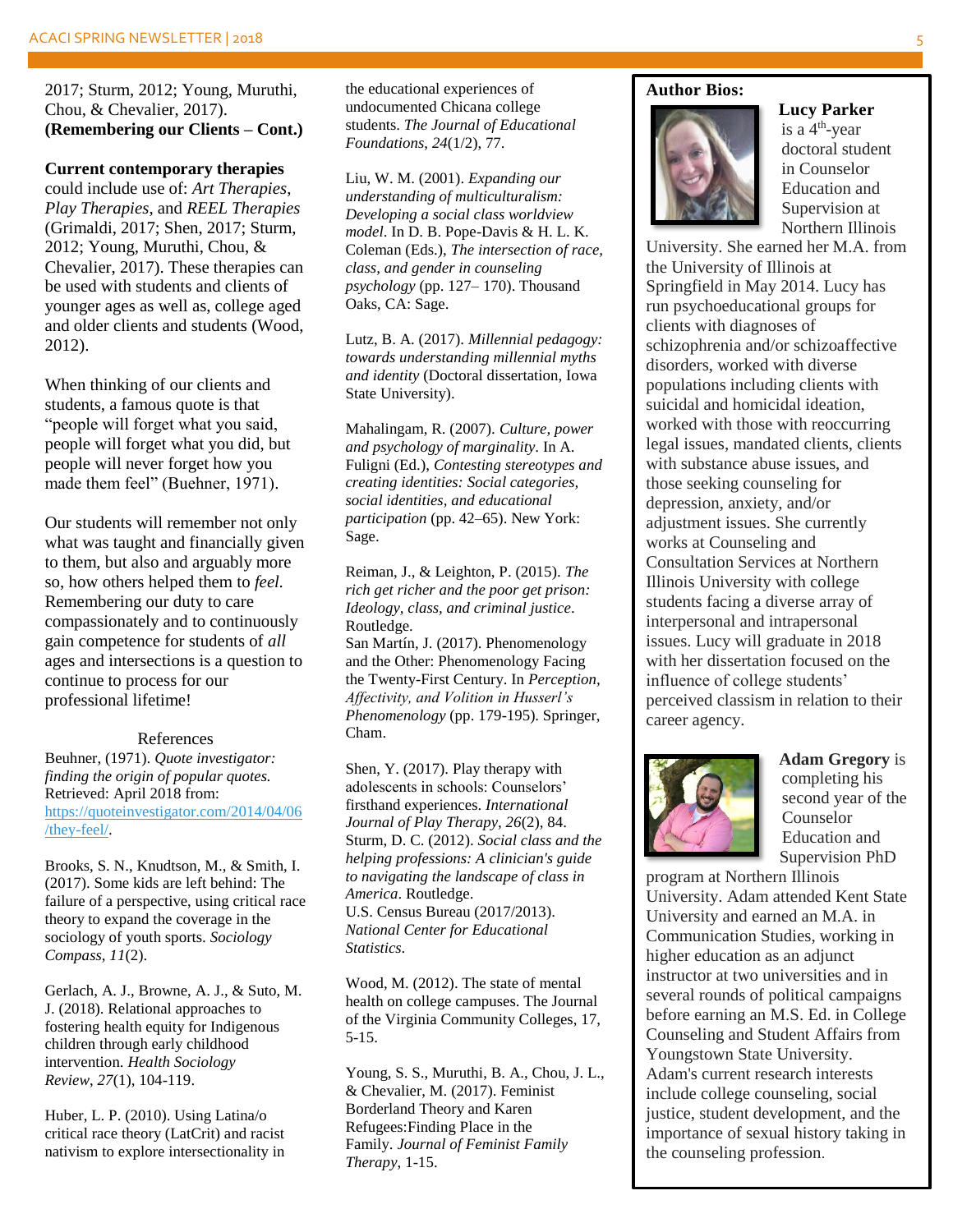2017; Sturm, 2012; Young, Muruthi, Chou, & Chevalier, 2017).

**(Remembering our Clients – Cont.)**

**Current contemporary therapies** could include use of: *Art Therapies*, *Play Therapies*, and *REEL Therapies* (Grimaldi, 2017; Shen, 2017; Sturm, 2012; Young, Muruthi, Chou, & Chevalier, 2017). These therapies can be used with students and clients of younger ages as well as, college aged and older clients and students (Wood, 2012).

When thinking of our clients and students, a famous quote is that "people will forget what you said, people will forget what you did, but people will never forget how you made them feel" (Buehner, 1971).

Our students will remember not only what was taught and financially given to them, but also and arguably more so, how others helped them to *feel*. Remembering our duty to care compassionately and to continuously gain competence for students of *all* ages and intersections is a question to continue to process for our professional lifetime!

## References

Beuhner, (1971). *Quote investigator: finding the origin of popular quotes.* Retrieved: April 2018 from: https://quoteinvestigator.com/2014/04/06/they-feel/.

Brooks, S. N., Knudtson, M., & Smith, I. (2017). Some kids are left behind: The failure of a perspective, using critical race theory to expand the coverage in the sociology of youth sports. *Sociology Compass*, *11*(2).

Gerlach, A. J., Browne, A. J., & Suto, M. J. (2018). Relational approaches to fostering health equity for Indigenous children through early childhood intervention. *Health Sociology Review*, *27*(1), 104-119.

Huber, L. P. (2010). Using Latina/o critical race theory (LatCrit) and racist nativism to explore intersectionality in the educational experiences of undocumented Chicana college students. *The Journal of Educational Foundations*, *24*(1/2), 77.

Liu, W. M. (2001). *Expanding our understanding of multiculturalism: Developing a social class worldview model*. In D. B. Pope-Davis & H. L. K. Coleman (Eds.), *The intersection of race, class, and gender in counseling psychology* (pp. 127– 170). Thousand Oaks, CA: Sage.

Lutz, B. A. (2017). *Millennial pedagogy: towards understanding millennial myths and identity* (Doctoral dissertation, Iowa State University).

Mahalingam, R. (2007). *Culture, power and psychology of marginality*. In A. Fuligni (Ed.), *Contesting stereotypes and creating identities: Social categories, social identities, and educational participation* (pp. 42–65). New York: Sage.

Reiman, J., & Leighton, P. (2015). *The rich get richer and the poor get prison: Ideology, class, and criminal justice*. Routledge.

San Martín, J. (2017). Phenomenology and the Other: Phenomenology Facing the Twenty-First Century. In *Perception, Affectivity, and Volition in Husserl's Phenomenology* (pp. 179-195). Springer, Cham.

Shen, Y. (2017). Play therapy with adolescents in schools: Counselors' firsthand experiences. *International Journal of Play Therapy*, *26*(2), 84.

Sturm, D. C. (2012). *Social class and the helping professions: A clinician's guide to navigating the landscape of class in America*. Routledge.

U.S. Census Bureau (2017/2013). *National Center for Educational Statistics*.

Wood, M. (2012). The state of mental health on college campuses. The Journal of the Virginia Community Colleges, 17, 5-15.

Young, S. S., Muruthi, B. A., Chou, J. L., & Chevalier, M. (2017). Feminist Borderland Theory and Karen Refugees:Finding Place in the Family. *Journal of Feminist Family Therapy*, 1-15.

## Author Bios:

**Lucy Parker** is a 4th-year doctoral student in Counselor Education and Supervision at Northern Illinois University. She earned her M.A. from the University of Illinois at Springfield in May 2014. Lucy has run psychoeducational groups for clients with diagnoses of schizophrenia and/or schizoaffective disorders, worked with diverse populations including clients with suicidal and homicidal ideation, worked with those with reoccurring legal issues, mandated clients, clients with substance abuse issues, and those seeking counseling for depression, anxiety, and/or adjustment issues. She currently works at Counseling and Consultation Services at Northern Illinois University with college students facing a diverse array of interpersonal and intrapersonal issues. Lucy will graduate in 2018 with her dissertation focused on the influence of college students' perceived classism in relation to their career agency.

**Adam Gregory** is completing his second year of the Counselor Education and Supervision PhD program at Northern Illinois University. Adam attended Kent State University and earned an M.A. in Communication Studies, working in higher education as an adjunct instructor at two universities and in several rounds of political campaigns before earning an M.S. Ed. in College Counseling and Student Affairs from Youngstown State University. Adam's current research interests include college counseling, social justice, student development, and the importance of sexual history taking in the counseling profession.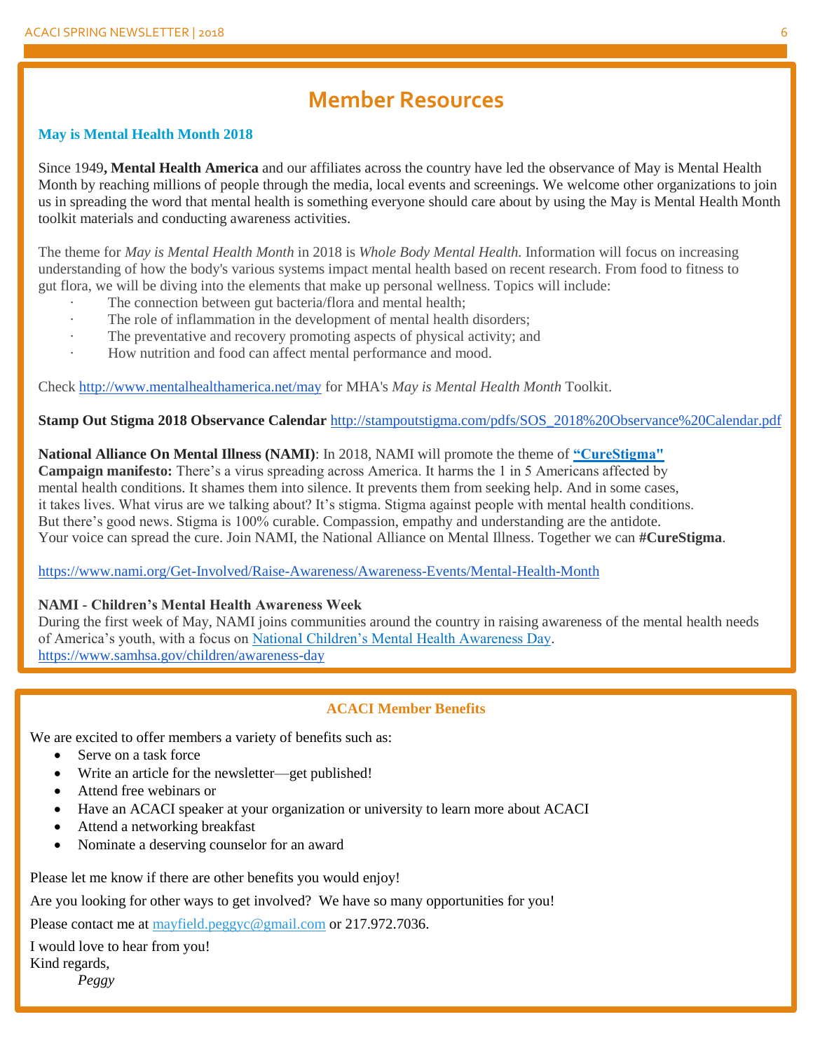# Member Resources

### May is Mental Health Month 2018

Since 1949**, Mental Health America** and our affiliates across the country have led the observance of May is Mental Health Month by reaching millions of people through the media, local events and screenings. We welcome other organizations to join us in spreading the word that mental health is something everyone should care about by using the May is Mental Health Month toolkit materials and conducting awareness activities.

The theme for *May is Mental Health Month* in 2018 is *Whole Body Mental Health.* Information will focus on increasing understanding of how the body's various systems impact mental health based on recent research. From food to fitness to gut flora, we will be diving into the elements that make up personal wellness. Topics will include:

- The connection between gut bacteria/flora and mental health;
- The role of inflammation in the development of mental health disorders;
- The preventative and recovery promoting aspects of physical activity; and
- How nutrition and food can affect mental performance and mood.

Check http://www.mentalhealthamerica.net/may for MHA's *May is Mental Health Month* Toolkit.

**Stamp Out Stigma 2018 Observance Calendar** http://stampoutstigma.com/pdfs/SOS_2018%20Observance%20Calendar.pdf

**National Alliance On Mental Illness (NAMI)**: In 2018, NAMI will promote the theme of **"CureStigma"**
**Campaign manifesto:** There's a virus spreading across America. It harms the 1 in 5 Americans affected by mental health conditions. It shames them into silence. It prevents them from seeking help. And in some cases, it takes lives. What virus are we talking about? It's stigma. Stigma against people with mental health conditions. But there's good news. Stigma is 100% curable. Compassion, empathy and understanding are the antidote. Your voice can spread the cure. Join NAMI, the National Alliance on Mental Illness. Together we can **#CureStigma**.

https://www.nami.org/Get-Involved/Raise-Awareness/Awareness-Events/Mental-Health-Month

**NAMI - Children's Mental Health Awareness Week**
During the first week of May, NAMI joins communities around the country in raising awareness of the mental health needs of America's youth, with a focus on National Children's Mental Health Awareness Day.
https://www.samhsa.gov/children/awareness-day

### ACACI Member Benefits

We are excited to offer members a variety of benefits such as:

- Serve on a task force
- Write an article for the newsletter—get published!
- Attend free webinars or
- Have an ACACI speaker at your organization or university to learn more about ACACI
- Attend a networking breakfast
- Nominate a deserving counselor for an award

Please let me know if there are other benefits you would enjoy!

Are you looking for other ways to get involved? We have so many opportunities for you!

Please contact me at mayfield.peggyc@gmail.com or 217.972.7036.

I would love to hear from you!
Kind regards,
*Peggy*